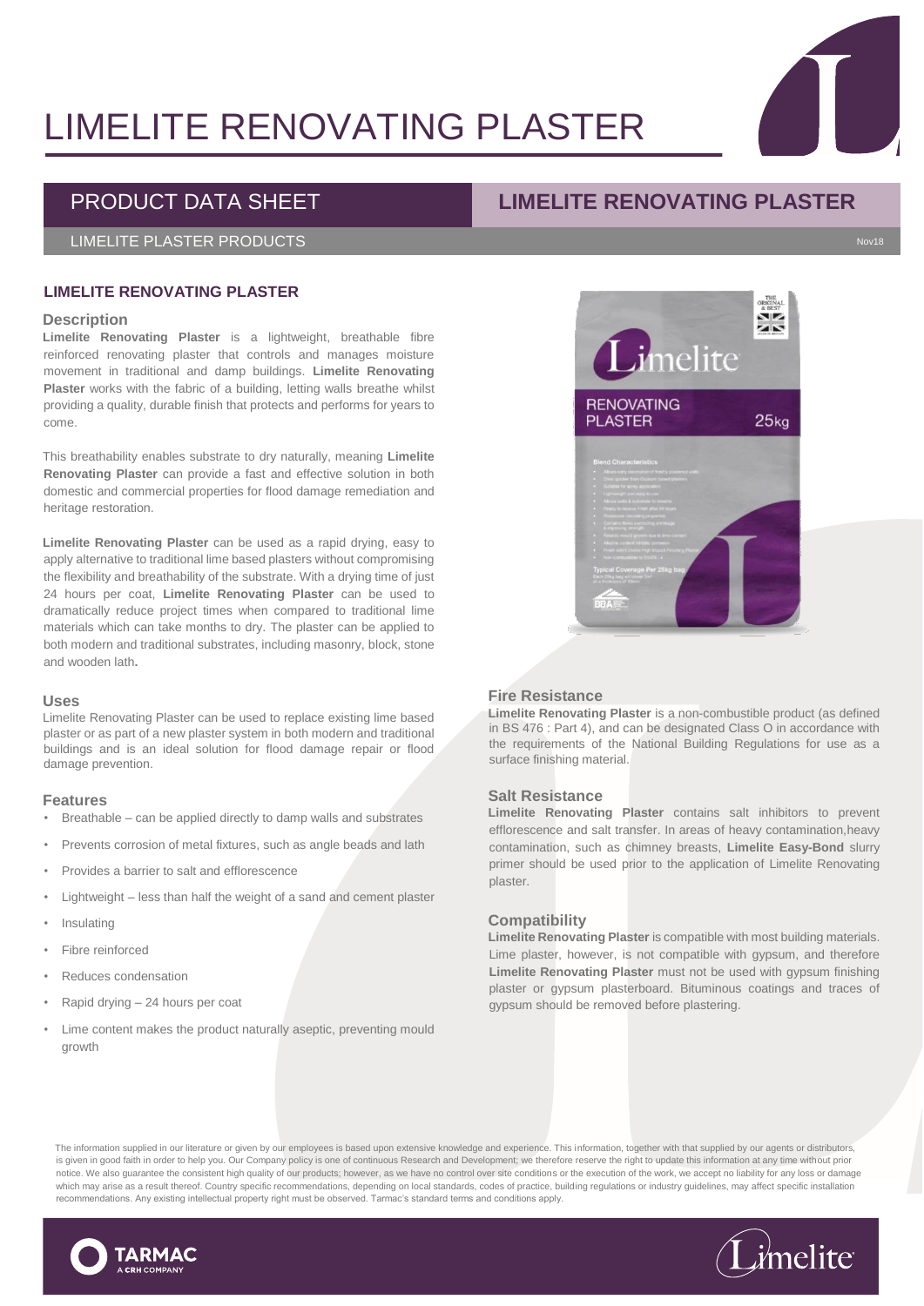# LIMELITE RENOVATING PLASTER

## PRODUCT DATA SHEET

## LIMELITE RENOVATING PLASTER

LIMELITE PLASTER PRODUCTS

Nov18

### LIMELITE RENOVATING PLASTER

#### Description

**Limelite Renovating Plaster** is a lightweight, breathable fibre reinforced renovating plaster that controls and manages moisture movement in traditional and damp buildings. **Limelite Renovating Plaster** works with the fabric of a building, letting walls breathe whilst providing a quality, durable finish that protects and performs for years to come.

This breathability enables substrate to dry naturally, meaning **Limelite Renovating Plaster** can provide a fast and effective solution in both domestic and commercial properties for flood damage remediation and heritage restoration.

**Limelite Renovating Plaster** can be used as a rapid drying, easy to apply alternative to traditional lime based plasters without compromising the flexibility and breathability of the substrate. With a drying time of just 24 hours per coat, **Limelite Renovating Plaster** can be used to dramatically reduce project times when compared to traditional lime materials which can take months to dry. The plaster can be applied to both modern and traditional substrates, including masonry, block, stone and wooden lath**.**

#### Uses

Limelite Renovating Plaster can be used to replace existing lime based plaster or as part of a new plaster system in both modern and traditional buildings and is an ideal solution for flood damage repair or flood damage prevention.

#### Features

- Breathable – can be applied directly to damp walls and substrates
- Prevents corrosion of metal fixtures, such as angle beads and lath
- Provides a barrier to salt and efflorescence
- Lightweight – less than half the weight of a sand and cement plaster
- Insulating
- Fibre reinforced
- Reduces condensation
- Rapid drying – 24 hours per coat
- Lime content makes the product naturally aseptic, preventing mould growth

#### Fire Resistance

**Limelite Renovating Plaster** is a non-combustible product (as defined in BS 476 : Part 4), and can be designated Class O in accordance with the requirements of the National Building Regulations for use as a surface finishing material.

#### Salt Resistance

**Limelite Renovating Plaster** contains salt inhibitors to prevent efflorescence and salt transfer. In areas of heavy contamination,heavy contamination, such as chimney breasts, **Limelite Easy-Bond** slurry primer should be used prior to the application of Limelite Renovating plaster.

#### Compatibility

**Limelite Renovating Plaster** is compatible with most building materials. Lime plaster, however, is not compatible with gypsum, and therefore **Limelite Renovating Plaster** must not be used with gypsum finishing plaster or gypsum plasterboard. Bituminous coatings and traces of gypsum should be removed before plastering.

The information supplied in our literature or given by our employees is based upon extensive knowledge and experience. This information, together with that supplied by our agents or distributors, is given in good faith in order to help you. Our Company policy is one of continuous Research and Development; we therefore reserve the right to update this information at any time without prior notice. We also guarantee the consistent high quality of our products; however, as we have no control over site conditions or the execution of the work, we accept no liability for any loss or damage which may arise as a result thereof. Country specific recommendations, depending on local standards, codes of practice, building regulations or industry guidelines, may affect specific installation recommendations. Any existing intellectual property right must be observed. Tarmac's standard terms and conditions apply.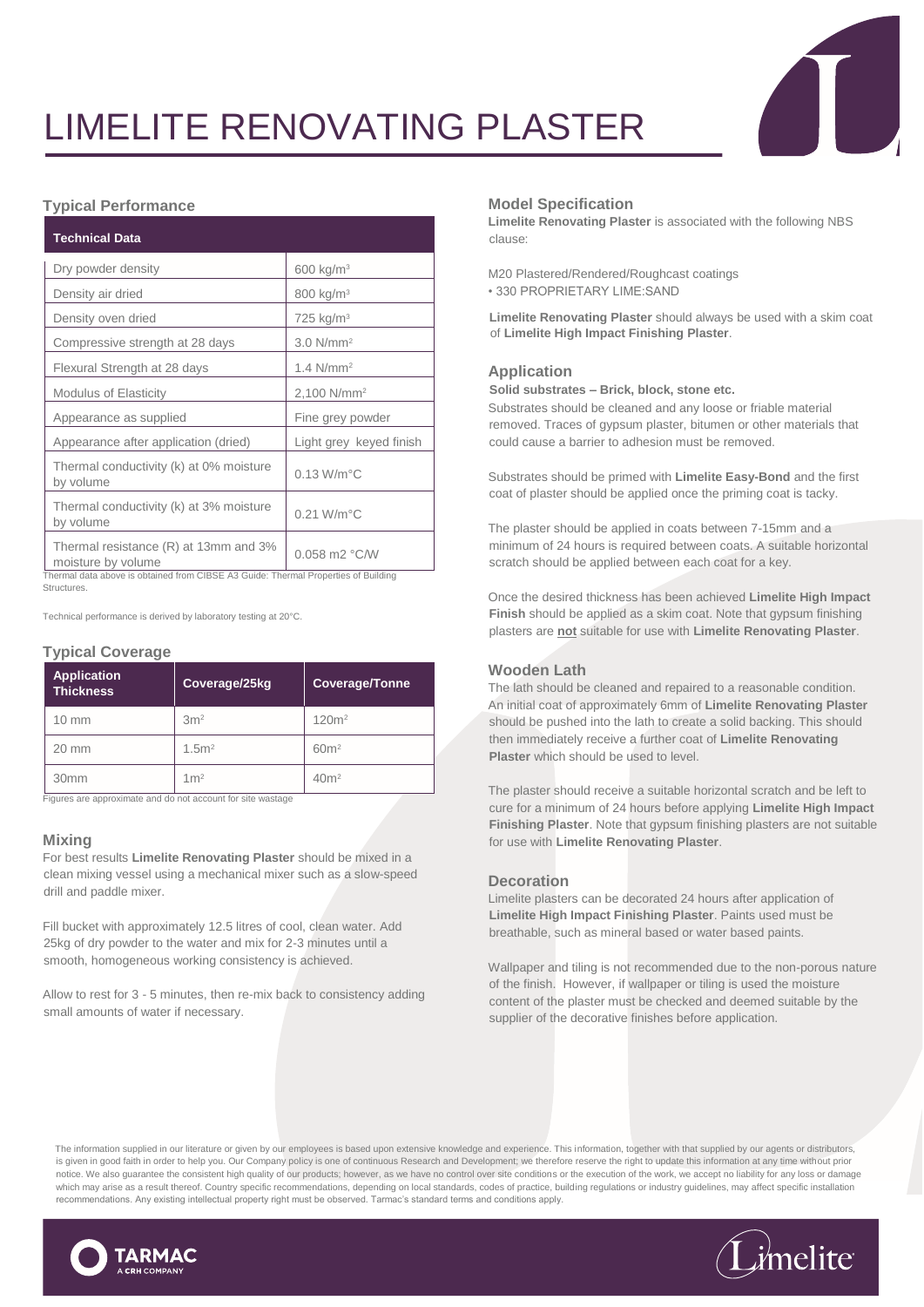# LIMELITE RENOVATING PLASTER

## Typical Performance

| Technical Data | |
|---|---|
| Dry powder density | 600 kg/m³ |
| Density air dried | 800 kg/m³ |
| Density oven dried | 725 kg/m³ |
| Compressive strength at 28 days | 3.0 N/mm² |
| Flexural Strength at 28 days | 1.4 N/mm² |
| Modulus of Elasticity | 2,100 N/mm² |
| Appearance as supplied | Fine grey powder |
| Appearance after application (dried) | Light grey keyed finish |
| Thermal conductivity (k) at 0% moisture by volume | 0.13 W/m°C |
| Thermal conductivity (k) at 3% moisture by volume | 0.21 W/m°C |
| Thermal resistance (R) at 13mm and 3% moisture by volume | 0.058 m2 °C/W |

Thermal data above is obtained from CIBSE A3 Guide: Thermal Properties of Building Structures.

Technical performance is derived by laboratory testing at 20°C.

## Typical Coverage

| Application Thickness | Coverage/25kg | Coverage/Tonne |
|---|---|---|
| 10 mm | 3m² | 120m² |
| 20 mm | 1.5m² | 60m² |
| 30mm | 1m² | 40m² |

Figures are approximate and do not account for site wastage

## Mixing

For best results **Limelite Renovating Plaster** should be mixed in a clean mixing vessel using a mechanical mixer such as a slow-speed drill and paddle mixer.

Fill bucket with approximately 12.5 litres of cool, clean water. Add 25kg of dry powder to the water and mix for 2-3 minutes until a smooth, homogeneous working consistency is achieved.

Allow to rest for 3 - 5 minutes, then re-mix back to consistency adding small amounts of water if necessary.

## Model Specification

**Limelite Renovating Plaster** is associated with the following NBS clause:

M20 Plastered/Rendered/Roughcast coatings
• 330 PROPRIETARY LIME:SAND

**Limelite Renovating Plaster** should always be used with a skim coat of **Limelite High Impact Finishing Plaster**.

## Application

**Solid substrates – Brick, block, stone etc.**

Substrates should be cleaned and any loose or friable material removed. Traces of gypsum plaster, bitumen or other materials that could cause a barrier to adhesion must be removed.

Substrates should be primed with **Limelite Easy-Bond** and the first coat of plaster should be applied once the priming coat is tacky.

The plaster should be applied in coats between 7-15mm and a minimum of 24 hours is required between coats. A suitable horizontal scratch should be applied between each coat for a key.

Once the desired thickness has been achieved **Limelite High Impact Finish** should be applied as a skim coat. Note that gypsum finishing plasters are **not** suitable for use with **Limelite Renovating Plaster**.

## Wooden Lath

The lath should be cleaned and repaired to a reasonable condition. An initial coat of approximately 6mm of **Limelite Renovating Plaster** should be pushed into the lath to create a solid backing. This should then immediately receive a further coat of **Limelite Renovating Plaster** which should be used to level.

The plaster should receive a suitable horizontal scratch and be left to cure for a minimum of 24 hours before applying **Limelite High Impact Finishing Plaster**. Note that gypsum finishing plasters are not suitable for use with **Limelite Renovating Plaster**.

## Decoration

Limelite plasters can be decorated 24 hours after application of **Limelite High Impact Finishing Plaster**. Paints used must be breathable, such as mineral based or water based paints.

Wallpaper and tiling is not recommended due to the non-porous nature of the finish. However, if wallpaper or tiling is used the moisture content of the plaster must be checked and deemed suitable by the supplier of the decorative finishes before application.

The information supplied in our literature or given by our employees is based upon extensive knowledge and experience. This information, together with that supplied by our agents or distributors, is given in good faith in order to help you. Our Company policy is one of continuous Research and Development; we therefore reserve the right to update this information at any time without prior notice. We also guarantee the consistent high quality of our products; however, as we have no control over site conditions or the execution of the work, we accept no liability for any loss or damage which may arise as a result thereof. Country specific recommendations, depending on local standards, codes of practice, building regulations or industry guidelines, may affect specific installation recommendations. Any existing intellectual property right must be observed. Tarmac's standard terms and conditions apply.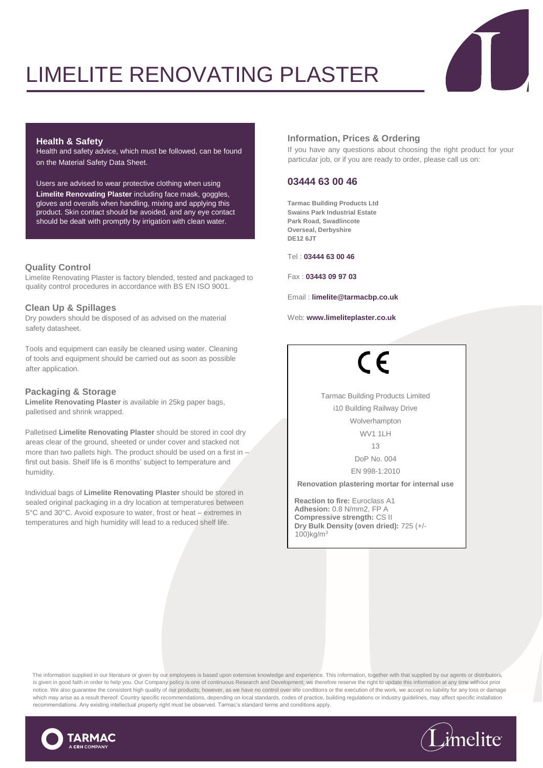# LIMELITE RENOVATING PLASTER

### Health & Safety

Health and safety advice, which must be followed, can be found on the Material Safety Data Sheet.

Users are advised to wear protective clothing when using **Limelite Renovating Plaster** including face mask, goggles, gloves and overalls when handling, mixing and applying this product. Skin contact should be avoided, and any eye contact should be dealt with promptly by irrigation with clean water.

### Quality Control

Limelite Renovating Plaster is factory blended, tested and packaged to quality control procedures in accordance with BS EN ISO 9001.

### Clean Up & Spillages

Dry powders should be disposed of as advised on the material safety datasheet.

Tools and equipment can easily be cleaned using water. Cleaning of tools and equipment should be carried out as soon as possible after application.

### Packaging & Storage

**Limelite Renovating Plaster** is available in 25kg paper bags, palletised and shrink wrapped.

Palletised **Limelite Renovating Plaster** should be stored in cool dry areas clear of the ground, sheeted or under cover and stacked not more than two pallets high. The product should be used on a first in – first out basis. Shelf life is 6 months' subject to temperature and humidity.

Individual bags of **Limelite Renovating Plaster** should be stored in sealed original packaging in a dry location at temperatures between 5°C and 30°C. Avoid exposure to water, frost or heat – extremes in temperatures and high humidity will lead to a reduced shelf life.

### Information, Prices & Ordering

If you have any questions about choosing the right product for your particular job, or if you are ready to order, please call us on:

## 03444 63 00 46

**Tarmac Building Products Ltd**
**Swains Park Industrial Estate**
**Park Road, Swadlincote**
**Overseal, Derbyshire**
**DE12 6JT**

Tel : **03444 63 00 46**

Fax : **03443 09 97 03**

Email : **limelite@tarmacbp.co.uk**

Web: **www.limeliteplaster.co.uk**

CE

Tarmac Building Products Limited
i10 Building Railway Drive
Wolverhampton
WV1 1LH
13
DoP No. 004
EN 998-1:2010

**Renovation plastering mortar for internal use**

**Reaction to fire:** Euroclass A1
**Adhesion:** 0.8 N/mm2, FP A
**Compressive strength:** CS II
**Dry Bulk Density (oven dried):** 725 (+/- 100)kg/$m^3$

The information supplied in our literature or given by our employees is based upon extensive knowledge and experience. This information, together with that supplied by our agents or distributors, is given in good faith in order to help you. Our Company policy is one of continuous Research and Development; we therefore reserve the right to update this information at any time without prior notice. We also guarantee the consistent high quality of our products; however, as we have no control over site conditions or the execution of the work, we accept no liability for any loss or damage which may arise as a result thereof. Country specific recommendations, depending on local standards, codes of practice, building regulations or industry guidelines, may affect specific installation recommendations. Any existing intellectual property right must be observed. Tarmac's standard terms and conditions apply.

TARMAC
A CRH COMPANY

Limelite